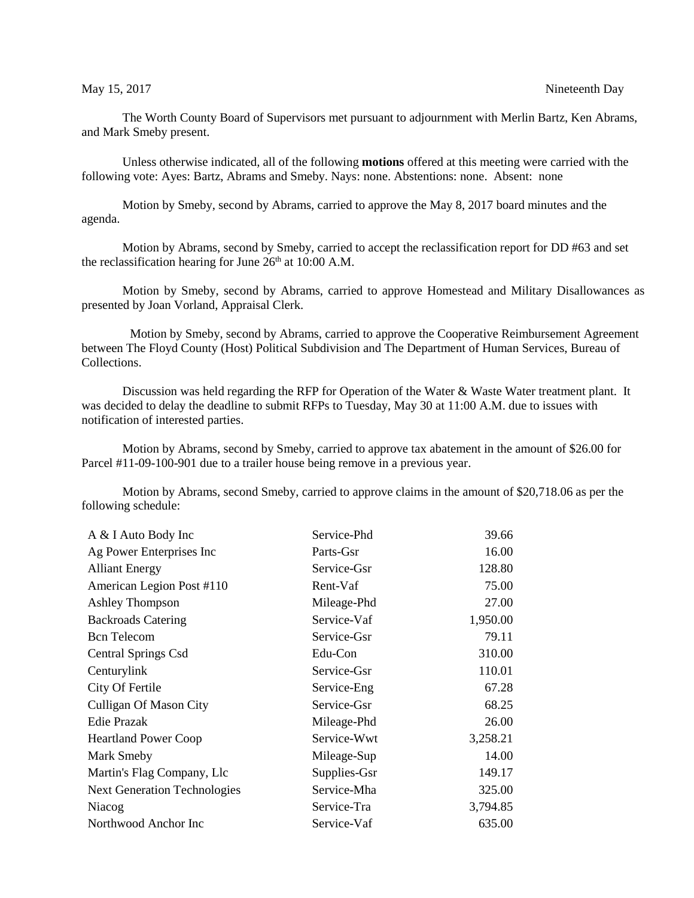May 15, 2017 Nineteenth Day

The Worth County Board of Supervisors met pursuant to adjournment with Merlin Bartz, Ken Abrams, and Mark Smeby present.

Unless otherwise indicated, all of the following **motions** offered at this meeting were carried with the following vote: Ayes: Bartz, Abrams and Smeby. Nays: none. Abstentions: none. Absent: none

Motion by Smeby, second by Abrams, carried to approve the May 8, 2017 board minutes and the agenda.

Motion by Abrams, second by Smeby, carried to accept the reclassification report for DD #63 and set the reclassification hearing for June 26th at 10:00 A.M.

Motion by Smeby, second by Abrams, carried to approve Homestead and Military Disallowances as presented by Joan Vorland, Appraisal Clerk.

Motion by Smeby, second by Abrams, carried to approve the Cooperative Reimbursement Agreement between The Floyd County (Host) Political Subdivision and The Department of Human Services, Bureau of Collections.

Discussion was held regarding the RFP for Operation of the Water & Waste Water treatment plant. It was decided to delay the deadline to submit RFPs to Tuesday, May 30 at 11:00 A.M. due to issues with notification of interested parties.

Motion by Abrams, second by Smeby, carried to approve tax abatement in the amount of $26.00 for Parcel #11-09-100-901 due to a trailer house being remove in a previous year.

Motion by Abrams, second Smeby, carried to approve claims in the amount of $20,718.06 as per the following schedule:

| | | |
|---|---|---|
| A & I Auto Body Inc | Service-Phd | 39.66 |
| Ag Power Enterprises Inc | Parts-Gsr | 16.00 |
| Alliant Energy | Service-Gsr | 128.80 |
| American Legion Post #110 | Rent-Vaf | 75.00 |
| Ashley Thompson | Mileage-Phd | 27.00 |
| Backroads Catering | Service-Vaf | 1,950.00 |
| Bcn Telecom | Service-Gsr | 79.11 |
| Central Springs Csd | Edu-Con | 310.00 |
| Centurylink | Service-Gsr | 110.01 |
| City Of Fertile | Service-Eng | 67.28 |
| Culligan Of Mason City | Service-Gsr | 68.25 |
| Edie Prazak | Mileage-Phd | 26.00 |
| Heartland Power Coop | Service-Wwt | 3,258.21 |
| Mark Smeby | Mileage-Sup | 14.00 |
| Martin's Flag Company, Llc | Supplies-Gsr | 149.17 |
| Next Generation Technologies | Service-Mha | 325.00 |
| Niacog | Service-Tra | 3,794.85 |
| Northwood Anchor Inc | Service-Vaf | 635.00 |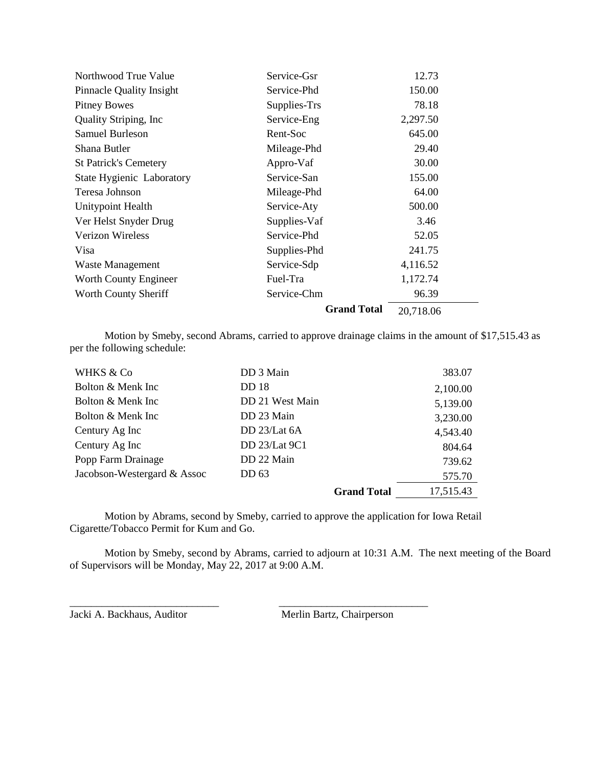| | | |
|---|---|---|
| Northwood True Value | Service-Gsr | 12.73 |
| Pinnacle Quality Insight | Service-Phd | 150.00 |
| Pitney Bowes | Supplies-Trs | 78.18 |
| Quality Striping, Inc | Service-Eng | 2,297.50 |
| Samuel Burleson | Rent-Soc | 645.00 |
| Shana Butler | Mileage-Phd | 29.40 |
| St Patrick's Cemetery | Appro-Vaf | 30.00 |
| State Hygienic Laboratory | Service-San | 155.00 |
| Teresa Johnson | Mileage-Phd | 64.00 |
| Unitypoint Health | Service-Aty | 500.00 |
| Ver Helst Snyder Drug | Supplies-Vaf | 3.46 |
| Verizon Wireless | Service-Phd | 52.05 |
| Visa | Supplies-Phd | 241.75 |
| Waste Management | Service-Sdp | 4,116.52 |
| Worth County Engineer | Fuel-Tra | 1,172.74 |
| Worth County Sheriff | Service-Chm | 96.39 |
| | **Grand Total** | 20,718.06 |

Motion by Smeby, second Abrams, carried to approve drainage claims in the amount of $17,515.43 as per the following schedule:

| | | |
|---|---|---|
| WHKS & Co | DD 3 Main | 383.07 |
| Bolton & Menk Inc | DD 18 | 2,100.00 |
| Bolton & Menk Inc | DD 21 West Main | 5,139.00 |
| Bolton & Menk Inc | DD 23 Main | 3,230.00 |
| Century Ag Inc | DD 23/Lat 6A | 4,543.40 |
| Century Ag Inc | DD 23/Lat 9C1 | 804.64 |
| Popp Farm Drainage | DD 22 Main | 739.62 |
| Jacobson-Westergard & Assoc | DD 63 | 575.70 |
| | **Grand Total** | 17,515.43 |

Motion by Abrams, second by Smeby, carried to approve the application for Iowa Retail Cigarette/Tobacco Permit for Kum and Go.

Motion by Smeby, second by Abrams, carried to adjourn at 10:31 A.M. The next meeting of the Board of Supervisors will be Monday, May 22, 2017 at 9:00 A.M.

_____________________________ _____________________________

Jacki A. Backhaus, Auditor Merlin Bartz, Chairperson